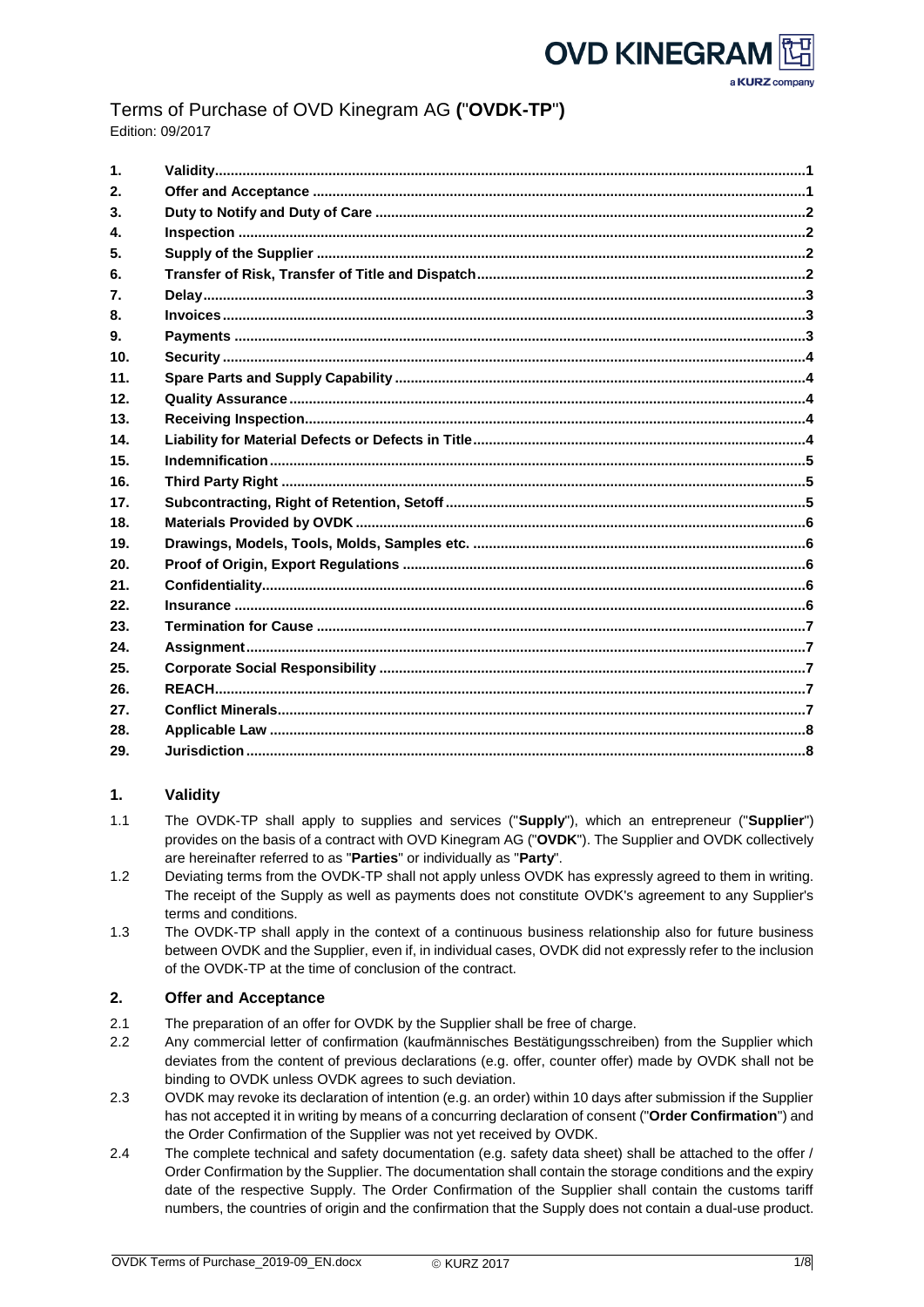# Terms of Purchase of OVD Kinegram AG ("**OVDK-TP**")

Edition: 09/2017

| | | |
|---|---|---|
| 1. | Validity | 1 |
| 2. | Offer and Acceptance | 1 |
| 3. | Duty to Notify and Duty of Care | 2 |
| 4. | Inspection | 2 |
| 5. | Supply of the Supplier | 2 |
| 6. | Transfer of Risk, Transfer of Title and Dispatch | 2 |
| 7. | Delay | 3 |
| 8. | Invoices | 3 |
| 9. | Payments | 3 |
| 10. | Security | 4 |
| 11. | Spare Parts and Supply Capability | 4 |
| 12. | Quality Assurance | 4 |
| 13. | Receiving Inspection | 4 |
| 14. | Liability for Material Defects or Defects in Title | 4 |
| 15. | Indemnification | 5 |
| 16. | Third Party Right | 5 |
| 17. | Subcontracting, Right of Retention, Setoff | 5 |
| 18. | Materials Provided by OVDK | 6 |
| 19. | Drawings, Models, Tools, Molds, Samples etc. | 6 |
| 20. | Proof of Origin, Export Regulations | 6 |
| 21. | Confidentiality | 6 |
| 22. | Insurance | 6 |
| 23. | Termination for Cause | 7 |
| 24. | Assignment | 7 |
| 25. | Corporate Social Responsibility | 7 |
| 26. | REACH | 7 |
| 27. | Conflict Minerals | 7 |
| 28. | Applicable Law | 8 |
| 29. | Jurisdiction | 8 |

## 1. Validity

1.1 The OVDK-TP shall apply to supplies and services ("**Supply**"), which an entrepreneur ("**Supplier**") provides on the basis of a contract with OVD Kinegram AG ("**OVDK**"). The Supplier and OVDK collectively are hereinafter referred to as "**Parties**" or individually as "**Party**".

1.2 Deviating terms from the OVDK-TP shall not apply unless OVDK has expressly agreed to them in writing. The receipt of the Supply as well as payments does not constitute OVDK's agreement to any Supplier's terms and conditions.

1.3 The OVDK-TP shall apply in the context of a continuous business relationship also for future business between OVDK and the Supplier, even if, in individual cases, OVDK did not expressly refer to the inclusion of the OVDK-TP at the time of conclusion of the contract.

## 2. Offer and Acceptance

2.1 The preparation of an offer for OVDK by the Supplier shall be free of charge.

2.2 Any commercial letter of confirmation (kaufmännisches Bestätigungsschreiben) from the Supplier which deviates from the content of previous declarations (e.g. offer, counter offer) made by OVDK shall not be binding to OVDK unless OVDK agrees to such deviation.

2.3 OVDK may revoke its declaration of intention (e.g. an order) within 10 days after submission if the Supplier has not accepted it in writing by means of a concurring declaration of consent ("**Order Confirmation**") and the Order Confirmation of the Supplier was not yet received by OVDK.

2.4 The complete technical and safety documentation (e.g. safety data sheet) shall be attached to the offer / Order Confirmation by the Supplier. The documentation shall contain the storage conditions and the expiry date of the respective Supply. The Order Confirmation of the Supplier shall contain the customs tariff numbers, the countries of origin and the confirmation that the Supply does not contain a dual-use product.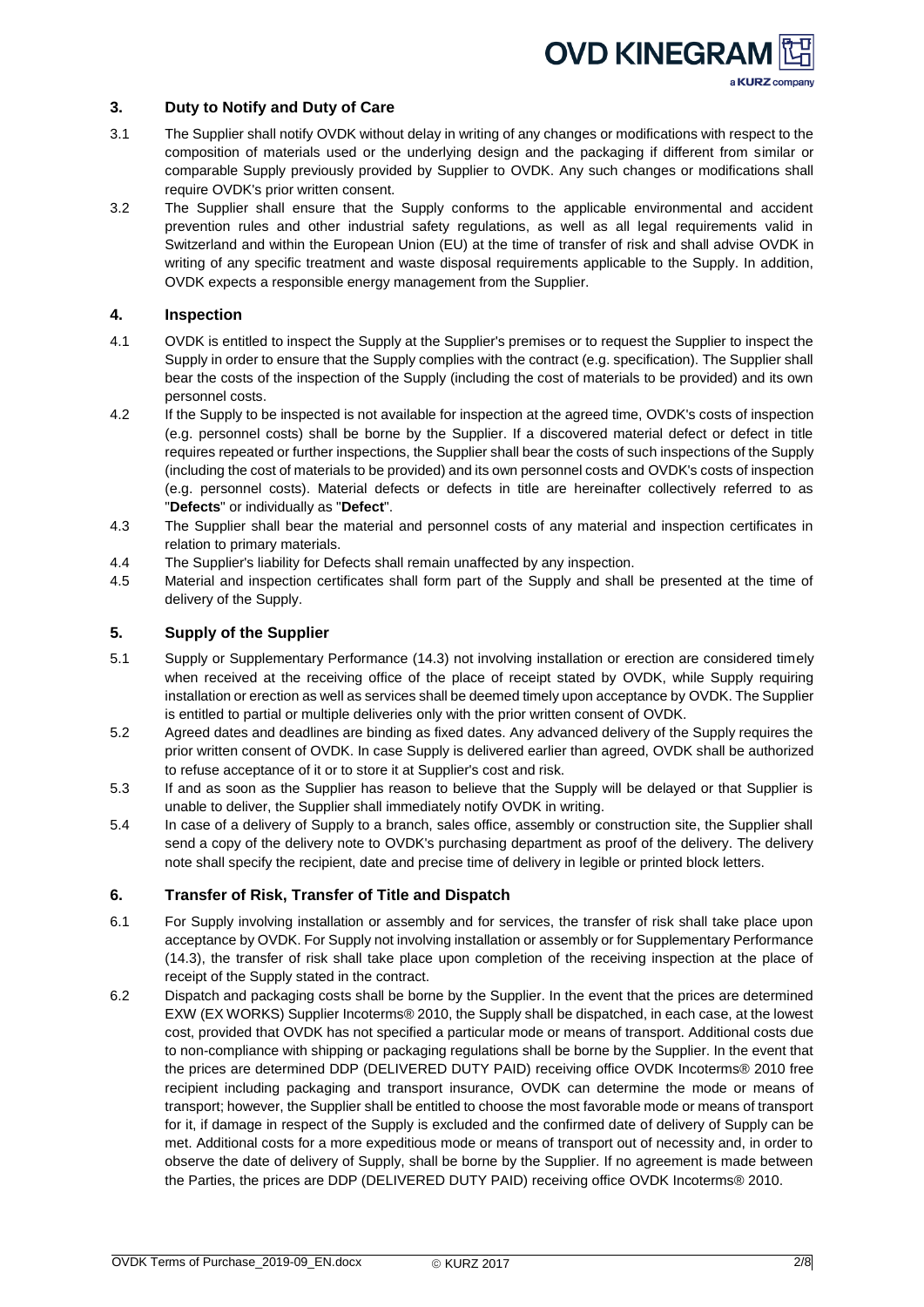## 3. Duty to Notify and Duty of Care

3.1 The Supplier shall notify OVDK without delay in writing of any changes or modifications with respect to the composition of materials used or the underlying design and the packaging if different from similar or comparable Supply previously provided by Supplier to OVDK. Any such changes or modifications shall require OVDK's prior written consent.

3.2 The Supplier shall ensure that the Supply conforms to the applicable environmental and accident prevention rules and other industrial safety regulations, as well as all legal requirements valid in Switzerland and within the European Union (EU) at the time of transfer of risk and shall advise OVDK in writing of any specific treatment and waste disposal requirements applicable to the Supply. In addition, OVDK expects a responsible energy management from the Supplier.

## 4. Inspection

4.1 OVDK is entitled to inspect the Supply at the Supplier's premises or to request the Supplier to inspect the Supply in order to ensure that the Supply complies with the contract (e.g. specification). The Supplier shall bear the costs of the inspection of the Supply (including the cost of materials to be provided) and its own personnel costs.

4.2 If the Supply to be inspected is not available for inspection at the agreed time, OVDK's costs of inspection (e.g. personnel costs) shall be borne by the Supplier. If a discovered material defect or defect in title requires repeated or further inspections, the Supplier shall bear the costs of such inspections of the Supply (including the cost of materials to be provided) and its own personnel costs and OVDK's costs of inspection (e.g. personnel costs). Material defects or defects in title are hereinafter collectively referred to as "**Defects**" or individually as "**Defect**".

4.3 The Supplier shall bear the material and personnel costs of any material and inspection certificates in relation to primary materials.

4.4 The Supplier's liability for Defects shall remain unaffected by any inspection.

4.5 Material and inspection certificates shall form part of the Supply and shall be presented at the time of delivery of the Supply.

## 5. Supply of the Supplier

5.1 Supply or Supplementary Performance (14.3) not involving installation or erection are considered timely when received at the receiving office of the place of receipt stated by OVDK, while Supply requiring installation or erection as well as services shall be deemed timely upon acceptance by OVDK. The Supplier is entitled to partial or multiple deliveries only with the prior written consent of OVDK.

5.2 Agreed dates and deadlines are binding as fixed dates. Any advanced delivery of the Supply requires the prior written consent of OVDK. In case Supply is delivered earlier than agreed, OVDK shall be authorized to refuse acceptance of it or to store it at Supplier's cost and risk.

5.3 If and as soon as the Supplier has reason to believe that the Supply will be delayed or that Supplier is unable to deliver, the Supplier shall immediately notify OVDK in writing.

5.4 In case of a delivery of Supply to a branch, sales office, assembly or construction site, the Supplier shall send a copy of the delivery note to OVDK's purchasing department as proof of the delivery. The delivery note shall specify the recipient, date and precise time of delivery in legible or printed block letters.

## 6. Transfer of Risk, Transfer of Title and Dispatch

6.1 For Supply involving installation or assembly and for services, the transfer of risk shall take place upon acceptance by OVDK. For Supply not involving installation or assembly or for Supplementary Performance (14.3), the transfer of risk shall take place upon completion of the receiving inspection at the place of receipt of the Supply stated in the contract.

6.2 Dispatch and packaging costs shall be borne by the Supplier. In the event that the prices are determined EXW (EX WORKS) Supplier Incoterms® 2010, the Supply shall be dispatched, in each case, at the lowest cost, provided that OVDK has not specified a particular mode or means of transport. Additional costs due to non-compliance with shipping or packaging regulations shall be borne by the Supplier. In the event that the prices are determined DDP (DELIVERED DUTY PAID) receiving office OVDK Incoterms® 2010 free recipient including packaging and transport insurance, OVDK can determine the mode or means of transport; however, the Supplier shall be entitled to choose the most favorable mode or means of transport for it, if damage in respect of the Supply is excluded and the confirmed date of delivery of Supply can be met. Additional costs for a more expeditious mode or means of transport out of necessity and, in order to observe the date of delivery of Supply, shall be borne by the Supplier. If no agreement is made between the Parties, the prices are DDP (DELIVERED DUTY PAID) receiving office OVDK Incoterms® 2010.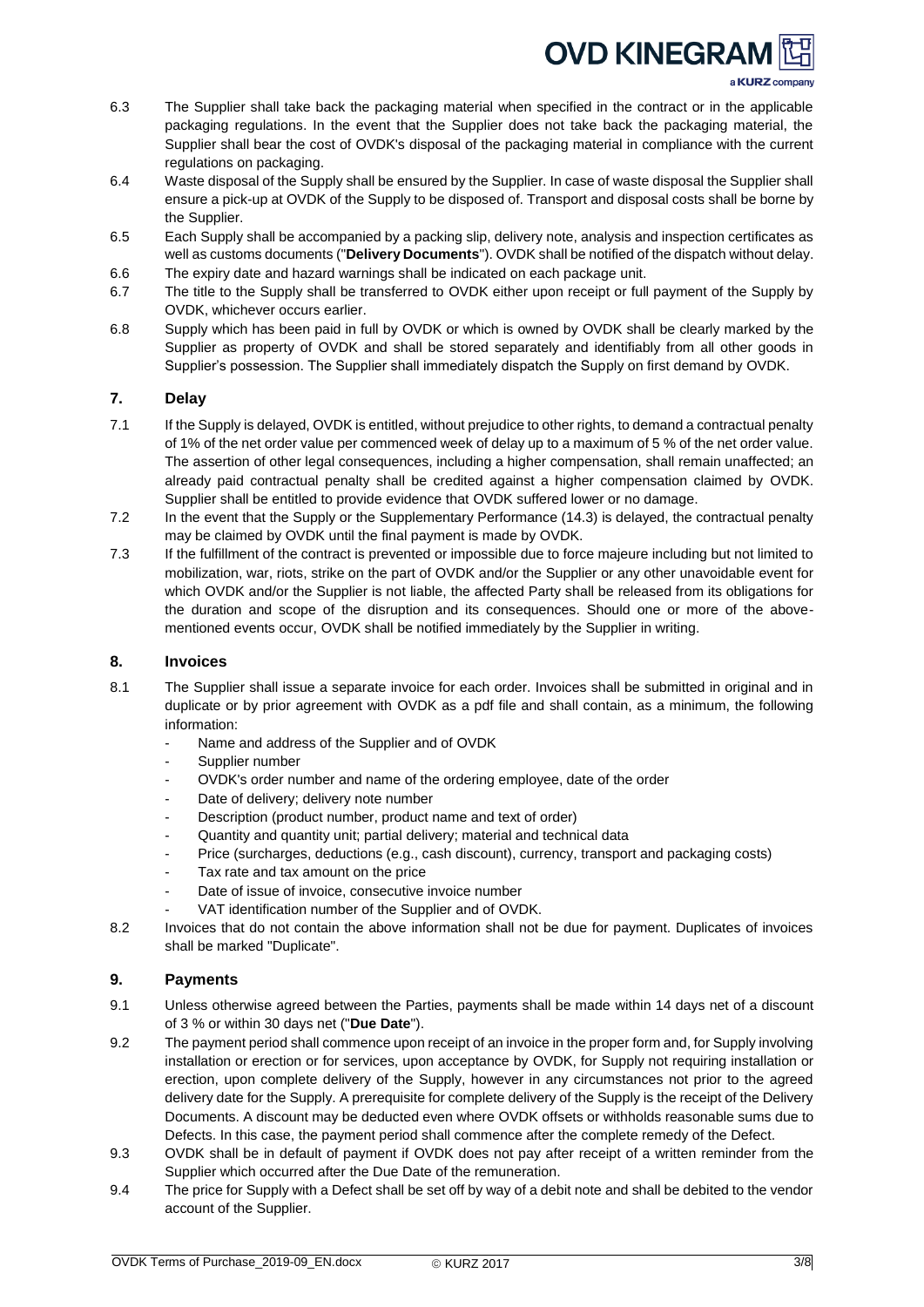6.3 The Supplier shall take back the packaging material when specified in the contract or in the applicable packaging regulations. In the event that the Supplier does not take back the packaging material, the Supplier shall bear the cost of OVDK's disposal of the packaging material in compliance with the current regulations on packaging.

6.4 Waste disposal of the Supply shall be ensured by the Supplier. In case of waste disposal the Supplier shall ensure a pick-up at OVDK of the Supply to be disposed of. Transport and disposal costs shall be borne by the Supplier.

6.5 Each Supply shall be accompanied by a packing slip, delivery note, analysis and inspection certificates as well as customs documents ("**Delivery Documents**"). OVDK shall be notified of the dispatch without delay.

6.6 The expiry date and hazard warnings shall be indicated on each package unit.

6.7 The title to the Supply shall be transferred to OVDK either upon receipt or full payment of the Supply by OVDK, whichever occurs earlier.

6.8 Supply which has been paid in full by OVDK or which is owned by OVDK shall be clearly marked by the Supplier as property of OVDK and shall be stored separately and identifiably from all other goods in Supplier's possession. The Supplier shall immediately dispatch the Supply on first demand by OVDK.

## 7. Delay

7.1 If the Supply is delayed, OVDK is entitled, without prejudice to other rights, to demand a contractual penalty of 1% of the net order value per commenced week of delay up to a maximum of 5 % of the net order value. The assertion of other legal consequences, including a higher compensation, shall remain unaffected; an already paid contractual penalty shall be credited against a higher compensation claimed by OVDK. Supplier shall be entitled to provide evidence that OVDK suffered lower or no damage.

7.2 In the event that the Supply or the Supplementary Performance (14.3) is delayed, the contractual penalty may be claimed by OVDK until the final payment is made by OVDK.

7.3 If the fulfillment of the contract is prevented or impossible due to force majeure including but not limited to mobilization, war, riots, strike on the part of OVDK and/or the Supplier or any other unavoidable event for which OVDK and/or the Supplier is not liable, the affected Party shall be released from its obligations for the duration and scope of the disruption and its consequences. Should one or more of the above-mentioned events occur, OVDK shall be notified immediately by the Supplier in writing.

## 8. Invoices

8.1 The Supplier shall issue a separate invoice for each order. Invoices shall be submitted in original and in duplicate or by prior agreement with OVDK as a pdf file and shall contain, as a minimum, the following information:

- Name and address of the Supplier and of OVDK
- Supplier number
- OVDK's order number and name of the ordering employee, date of the order
- Date of delivery; delivery note number
- Description (product number, product name and text of order)
- Quantity and quantity unit; partial delivery; material and technical data
- Price (surcharges, deductions (e.g., cash discount), currency, transport and packaging costs)
- Tax rate and tax amount on the price
- Date of issue of invoice, consecutive invoice number
- VAT identification number of the Supplier and of OVDK.

8.2 Invoices that do not contain the above information shall not be due for payment. Duplicates of invoices shall be marked "Duplicate".

## 9. Payments

9.1 Unless otherwise agreed between the Parties, payments shall be made within 14 days net of a discount of 3 % or within 30 days net ("**Due Date**").

9.2 The payment period shall commence upon receipt of an invoice in the proper form and, for Supply involving installation or erection or for services, upon acceptance by OVDK, for Supply not requiring installation or erection, upon complete delivery of the Supply, however in any circumstances not prior to the agreed delivery date for the Supply. A prerequisite for complete delivery of the Supply is the receipt of the Delivery Documents. A discount may be deducted even where OVDK offsets or withholds reasonable sums due to Defects. In this case, the payment period shall commence after the complete remedy of the Defect.

9.3 OVDK shall be in default of payment if OVDK does not pay after receipt of a written reminder from the Supplier which occurred after the Due Date of the remuneration.

9.4 The price for Supply with a Defect shall be set off by way of a debit note and shall be debited to the vendor account of the Supplier.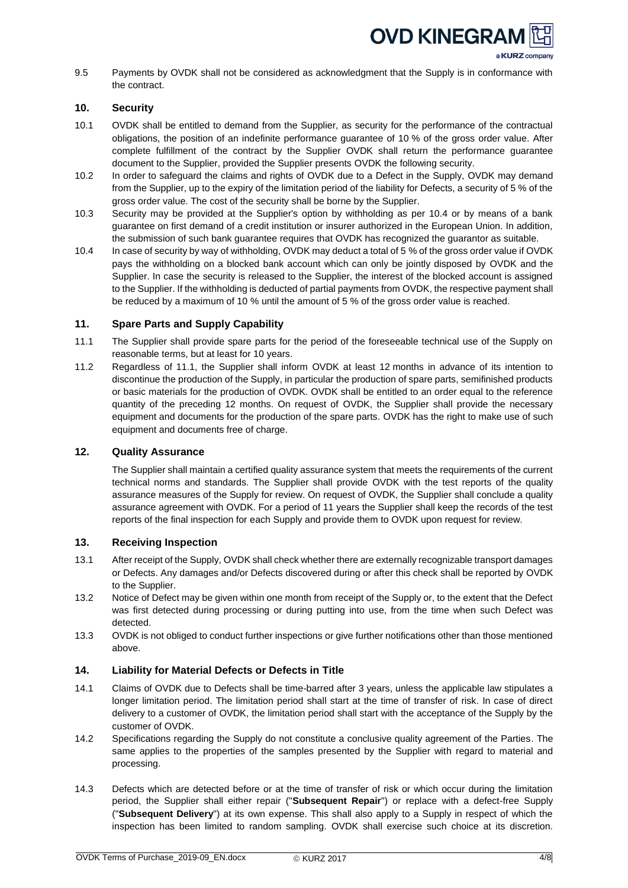9.5 Payments by OVDK shall not be considered as acknowledgment that the Supply is in conformance with the contract.

## 10. Security

10.1 OVDK shall be entitled to demand from the Supplier, as security for the performance of the contractual obligations, the position of an indefinite performance guarantee of 10 % of the gross order value. After complete fulfillment of the contract by the Supplier OVDK shall return the performance guarantee document to the Supplier, provided the Supplier presents OVDK the following security.

10.2 In order to safeguard the claims and rights of OVDK due to a Defect in the Supply, OVDK may demand from the Supplier, up to the expiry of the limitation period of the liability for Defects, a security of 5 % of the gross order value. The cost of the security shall be borne by the Supplier.

10.3 Security may be provided at the Supplier's option by withholding as per 10.4 or by means of a bank guarantee on first demand of a credit institution or insurer authorized in the European Union. In addition, the submission of such bank guarantee requires that OVDK has recognized the guarantor as suitable.

10.4 In case of security by way of withholding, OVDK may deduct a total of 5 % of the gross order value if OVDK pays the withholding on a blocked bank account which can only be jointly disposed by OVDK and the Supplier. In case the security is released to the Supplier, the interest of the blocked account is assigned to the Supplier. If the withholding is deducted of partial payments from OVDK, the respective payment shall be reduced by a maximum of 10 % until the amount of 5 % of the gross order value is reached.

## 11. Spare Parts and Supply Capability

11.1 The Supplier shall provide spare parts for the period of the foreseeable technical use of the Supply on reasonable terms, but at least for 10 years.

11.2 Regardless of 11.1, the Supplier shall inform OVDK at least 12 months in advance of its intention to discontinue the production of the Supply, in particular the production of spare parts, semifinished products or basic materials for the production of OVDK. OVDK shall be entitled to an order equal to the reference quantity of the preceding 12 months. On request of OVDK, the Supplier shall provide the necessary equipment and documents for the production of the spare parts. OVDK has the right to make use of such equipment and documents free of charge.

## 12. Quality Assurance

The Supplier shall maintain a certified quality assurance system that meets the requirements of the current technical norms and standards. The Supplier shall provide OVDK with the test reports of the quality assurance measures of the Supply for review. On request of OVDK, the Supplier shall conclude a quality assurance agreement with OVDK. For a period of 11 years the Supplier shall keep the records of the test reports of the final inspection for each Supply and provide them to OVDK upon request for review.

## 13. Receiving Inspection

13.1 After receipt of the Supply, OVDK shall check whether there are externally recognizable transport damages or Defects. Any damages and/or Defects discovered during or after this check shall be reported by OVDK to the Supplier.

13.2 Notice of Defect may be given within one month from receipt of the Supply or, to the extent that the Defect was first detected during processing or during putting into use, from the time when such Defect was detected.

13.3 OVDK is not obliged to conduct further inspections or give further notifications other than those mentioned above.

## 14. Liability for Material Defects or Defects in Title

14.1 Claims of OVDK due to Defects shall be time-barred after 3 years, unless the applicable law stipulates a longer limitation period. The limitation period shall start at the time of transfer of risk. In case of direct delivery to a customer of OVDK, the limitation period shall start with the acceptance of the Supply by the customer of OVDK.

14.2 Specifications regarding the Supply do not constitute a conclusive quality agreement of the Parties. The same applies to the properties of the samples presented by the Supplier with regard to material and processing.

14.3 Defects which are detected before or at the time of transfer of risk or which occur during the limitation period, the Supplier shall either repair ("**Subsequent Repair**") or replace with a defect-free Supply ("**Subsequent Delivery**") at its own expense. This shall also apply to a Supply in respect of which the inspection has been limited to random sampling. OVDK shall exercise such choice at its discretion.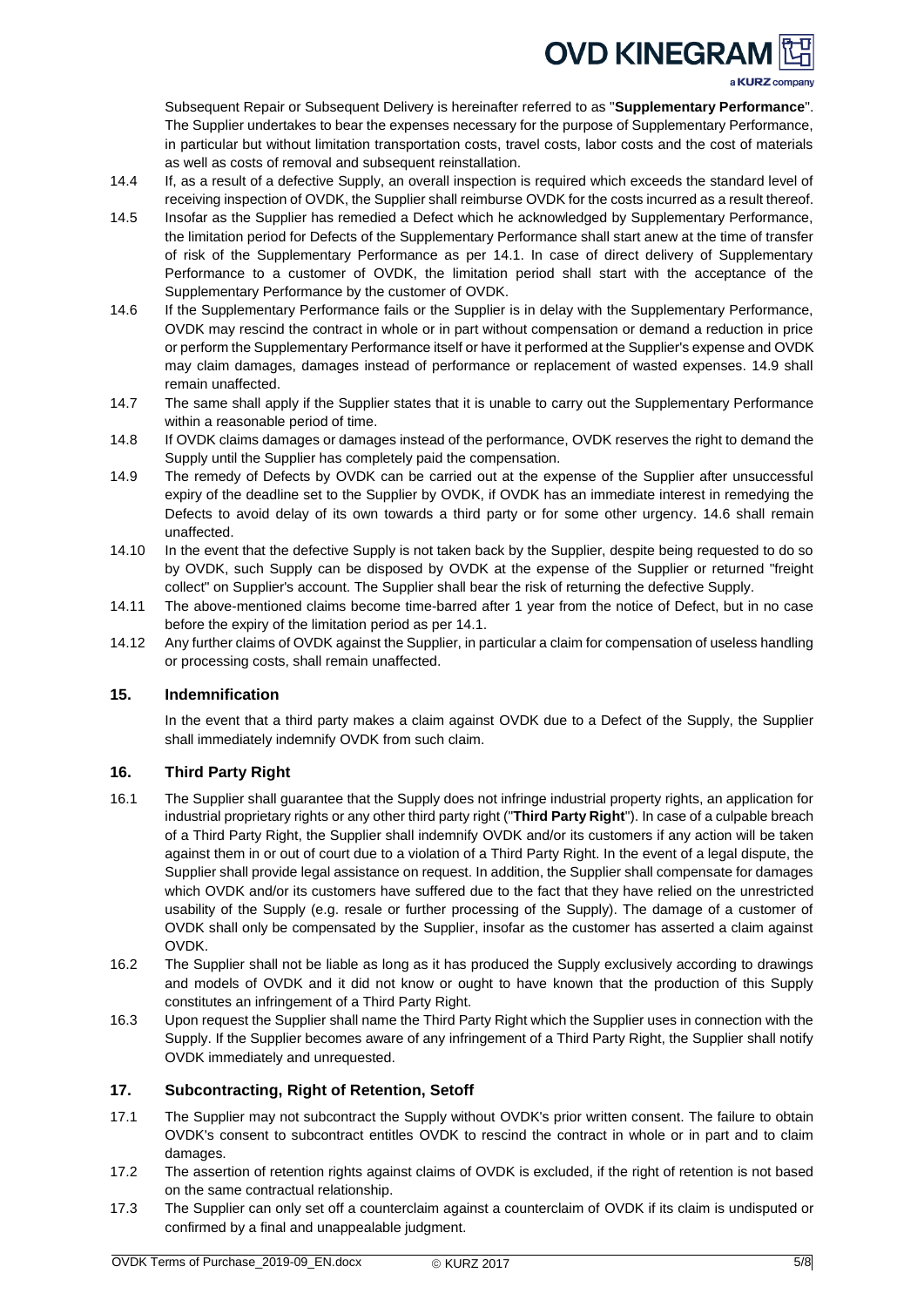Subsequent Repair or Subsequent Delivery is hereinafter referred to as "**Supplementary Performance**". The Supplier undertakes to bear the expenses necessary for the purpose of Supplementary Performance, in particular but without limitation transportation costs, travel costs, labor costs and the cost of materials as well as costs of removal and subsequent reinstallation.

14.4 If, as a result of a defective Supply, an overall inspection is required which exceeds the standard level of receiving inspection of OVDK, the Supplier shall reimburse OVDK for the costs incurred as a result thereof.

14.5 Insofar as the Supplier has remedied a Defect which he acknowledged by Supplementary Performance, the limitation period for Defects of the Supplementary Performance shall start anew at the time of transfer of risk of the Supplementary Performance as per 14.1. In case of direct delivery of Supplementary Performance to a customer of OVDK, the limitation period shall start with the acceptance of the Supplementary Performance by the customer of OVDK.

14.6 If the Supplementary Performance fails or the Supplier is in delay with the Supplementary Performance, OVDK may rescind the contract in whole or in part without compensation or demand a reduction in price or perform the Supplementary Performance itself or have it performed at the Supplier's expense and OVDK may claim damages, damages instead of performance or replacement of wasted expenses. 14.9 shall remain unaffected.

14.7 The same shall apply if the Supplier states that it is unable to carry out the Supplementary Performance within a reasonable period of time.

14.8 If OVDK claims damages or damages instead of the performance, OVDK reserves the right to demand the Supply until the Supplier has completely paid the compensation.

14.9 The remedy of Defects by OVDK can be carried out at the expense of the Supplier after unsuccessful expiry of the deadline set to the Supplier by OVDK, if OVDK has an immediate interest in remedying the Defects to avoid delay of its own towards a third party or for some other urgency. 14.6 shall remain unaffected.

14.10 In the event that the defective Supply is not taken back by the Supplier, despite being requested to do so by OVDK, such Supply can be disposed by OVDK at the expense of the Supplier or returned "freight collect" on Supplier's account. The Supplier shall bear the risk of returning the defective Supply.

14.11 The above-mentioned claims become time-barred after 1 year from the notice of Defect, but in no case before the expiry of the limitation period as per 14.1.

14.12 Any further claims of OVDK against the Supplier, in particular a claim for compensation of useless handling or processing costs, shall remain unaffected.

## 15. Indemnification

In the event that a third party makes a claim against OVDK due to a Defect of the Supply, the Supplier shall immediately indemnify OVDK from such claim.

## 16. Third Party Right

16.1 The Supplier shall guarantee that the Supply does not infringe industrial property rights, an application for industrial proprietary rights or any other third party right ("**Third Party Right**"). In case of a culpable breach of a Third Party Right, the Supplier shall indemnify OVDK and/or its customers if any action will be taken against them in or out of court due to a violation of a Third Party Right. In the event of a legal dispute, the Supplier shall provide legal assistance on request. In addition, the Supplier shall compensate for damages which OVDK and/or its customers have suffered due to the fact that they have relied on the unrestricted usability of the Supply (e.g. resale or further processing of the Supply). The damage of a customer of OVDK shall only be compensated by the Supplier, insofar as the customer has asserted a claim against OVDK.

16.2 The Supplier shall not be liable as long as it has produced the Supply exclusively according to drawings and models of OVDK and it did not know or ought to have known that the production of this Supply constitutes an infringement of a Third Party Right.

16.3 Upon request the Supplier shall name the Third Party Right which the Supplier uses in connection with the Supply. If the Supplier becomes aware of any infringement of a Third Party Right, the Supplier shall notify OVDK immediately and unrequested.

## 17. Subcontracting, Right of Retention, Setoff

17.1 The Supplier may not subcontract the Supply without OVDK's prior written consent. The failure to obtain OVDK's consent to subcontract entitles OVDK to rescind the contract in whole or in part and to claim damages.

17.2 The assertion of retention rights against claims of OVDK is excluded, if the right of retention is not based on the same contractual relationship.

17.3 The Supplier can only set off a counterclaim against a counterclaim of OVDK if its claim is undisputed or confirmed by a final and unappealable judgment.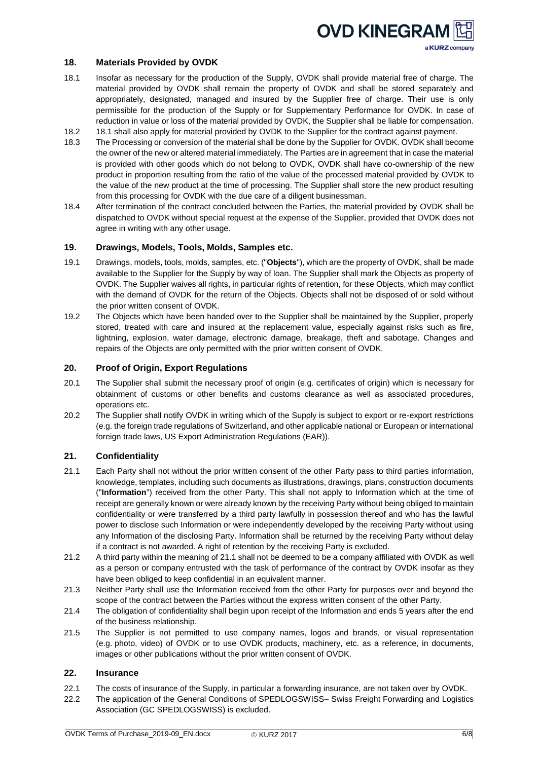## 18. Materials Provided by OVDK

18.1 Insofar as necessary for the production of the Supply, OVDK shall provide material free of charge. The material provided by OVDK shall remain the property of OVDK and shall be stored separately and appropriately, designated, managed and insured by the Supplier free of charge. Their use is only permissible for the production of the Supply or for Supplementary Performance for OVDK. In case of reduction in value or loss of the material provided by OVDK, the Supplier shall be liable for compensation.

18.2 18.1 shall also apply for material provided by OVDK to the Supplier for the contract against payment.

18.3 The Processing or conversion of the material shall be done by the Supplier for OVDK. OVDK shall become the owner of the new or altered material immediately. The Parties are in agreement that in case the material is provided with other goods which do not belong to OVDK, OVDK shall have co-ownership of the new product in proportion resulting from the ratio of the value of the processed material provided by OVDK to the value of the new product at the time of processing. The Supplier shall store the new product resulting from this processing for OVDK with the due care of a diligent businessman.

18.4 After termination of the contract concluded between the Parties, the material provided by OVDK shall be dispatched to OVDK without special request at the expense of the Supplier, provided that OVDK does not agree in writing with any other usage.

## 19. Drawings, Models, Tools, Molds, Samples etc.

19.1 Drawings, models, tools, molds, samples, etc. ("**Objects**"), which are the property of OVDK, shall be made available to the Supplier for the Supply by way of loan. The Supplier shall mark the Objects as property of OVDK. The Supplier waives all rights, in particular rights of retention, for these Objects, which may conflict with the demand of OVDK for the return of the Objects. Objects shall not be disposed of or sold without the prior written consent of OVDK.

19.2 The Objects which have been handed over to the Supplier shall be maintained by the Supplier, properly stored, treated with care and insured at the replacement value, especially against risks such as fire, lightning, explosion, water damage, electronic damage, breakage, theft and sabotage. Changes and repairs of the Objects are only permitted with the prior written consent of OVDK.

## 20. Proof of Origin, Export Regulations

20.1 The Supplier shall submit the necessary proof of origin (e.g. certificates of origin) which is necessary for obtainment of customs or other benefits and customs clearance as well as associated procedures, operations etc.

20.2 The Supplier shall notify OVDK in writing which of the Supply is subject to export or re-export restrictions (e.g. the foreign trade regulations of Switzerland, and other applicable national or European or international foreign trade laws, US Export Administration Regulations (EAR)).

## 21. Confidentiality

21.1 Each Party shall not without the prior written consent of the other Party pass to third parties information, knowledge, templates, including such documents as illustrations, drawings, plans, construction documents ("**Information**") received from the other Party. This shall not apply to Information which at the time of receipt are generally known or were already known by the receiving Party without being obliged to maintain confidentiality or were transferred by a third party lawfully in possession thereof and who has the lawful power to disclose such Information or were independently developed by the receiving Party without using any Information of the disclosing Party. Information shall be returned by the receiving Party without delay if a contract is not awarded. A right of retention by the receiving Party is excluded.

21.2 A third party within the meaning of 21.1 shall not be deemed to be a company affiliated with OVDK as well as a person or company entrusted with the task of performance of the contract by OVDK insofar as they have been obliged to keep confidential in an equivalent manner.

21.3 Neither Party shall use the Information received from the other Party for purposes over and beyond the scope of the contract between the Parties without the express written consent of the other Party.

21.4 The obligation of confidentiality shall begin upon receipt of the Information and ends 5 years after the end of the business relationship.

21.5 The Supplier is not permitted to use company names, logos and brands, or visual representation (e.g. photo, video) of OVDK or to use OVDK products, machinery, etc. as a reference, in documents, images or other publications without the prior written consent of OVDK.

## 22. Insurance

22.1 The costs of insurance of the Supply, in particular a forwarding insurance, are not taken over by OVDK.

22.2 The application of the General Conditions of SPEDLOGSWISS– Swiss Freight Forwarding and Logistics Association (GC SPEDLOGSWISS) is excluded.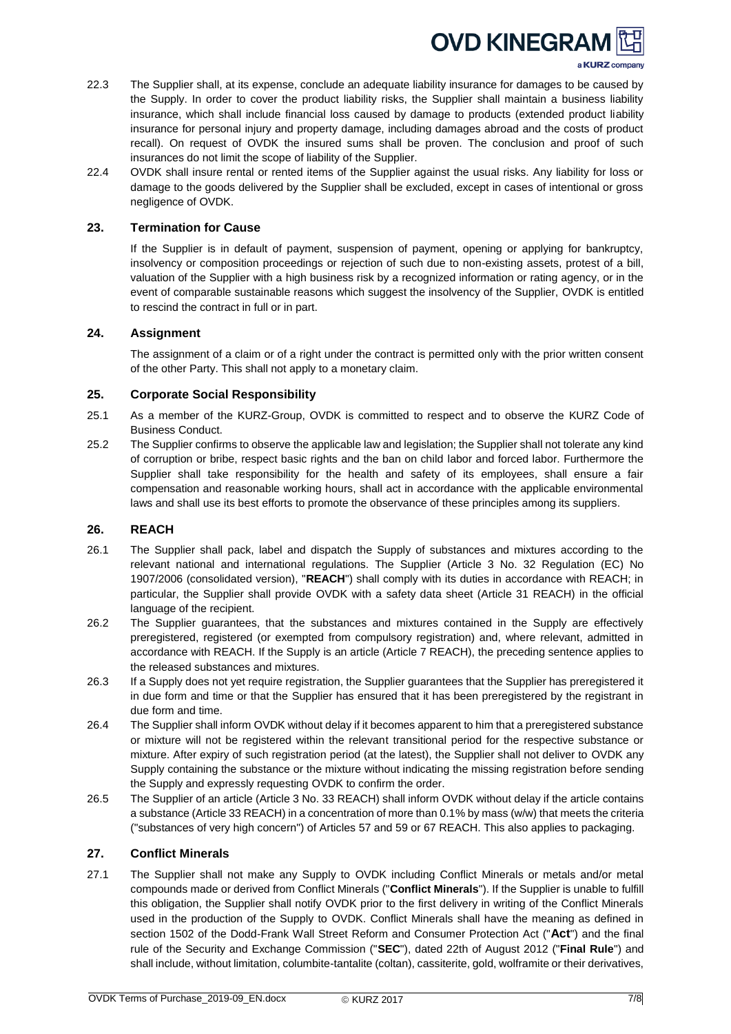22.3 The Supplier shall, at its expense, conclude an adequate liability insurance for damages to be caused by the Supply. In order to cover the product liability risks, the Supplier shall maintain a business liability insurance, which shall include financial loss caused by damage to products (extended product liability insurance for personal injury and property damage, including damages abroad and the costs of product recall). On request of OVDK the insured sums shall be proven. The conclusion and proof of such insurances do not limit the scope of liability of the Supplier.

22.4 OVDK shall insure rental or rented items of the Supplier against the usual risks. Any liability for loss or damage to the goods delivered by the Supplier shall be excluded, except in cases of intentional or gross negligence of OVDK.

## 23. Termination for Cause

If the Supplier is in default of payment, suspension of payment, opening or applying for bankruptcy, insolvency or composition proceedings or rejection of such due to non-existing assets, protest of a bill, valuation of the Supplier with a high business risk by a recognized information or rating agency, or in the event of comparable sustainable reasons which suggest the insolvency of the Supplier, OVDK is entitled to rescind the contract in full or in part.

## 24. Assignment

The assignment of a claim or of a right under the contract is permitted only with the prior written consent of the other Party. This shall not apply to a monetary claim.

## 25. Corporate Social Responsibility

25.1 As a member of the KURZ-Group, OVDK is committed to respect and to observe the KURZ Code of Business Conduct.

25.2 The Supplier confirms to observe the applicable law and legislation; the Supplier shall not tolerate any kind of corruption or bribe, respect basic rights and the ban on child labor and forced labor. Furthermore the Supplier shall take responsibility for the health and safety of its employees, shall ensure a fair compensation and reasonable working hours, shall act in accordance with the applicable environmental laws and shall use its best efforts to promote the observance of these principles among its suppliers.

## 26. REACH

26.1 The Supplier shall pack, label and dispatch the Supply of substances and mixtures according to the relevant national and international regulations. The Supplier (Article 3 No. 32 Regulation (EC) No 1907/2006 (consolidated version), "**REACH**") shall comply with its duties in accordance with REACH; in particular, the Supplier shall provide OVDK with a safety data sheet (Article 31 REACH) in the official language of the recipient.

26.2 The Supplier guarantees, that the substances and mixtures contained in the Supply are effectively preregistered, registered (or exempted from compulsory registration) and, where relevant, admitted in accordance with REACH. If the Supply is an article (Article 7 REACH), the preceding sentence applies to the released substances and mixtures.

26.3 If a Supply does not yet require registration, the Supplier guarantees that the Supplier has preregistered it in due form and time or that the Supplier has ensured that it has been preregistered by the registrant in due form and time.

26.4 The Supplier shall inform OVDK without delay if it becomes apparent to him that a preregistered substance or mixture will not be registered within the relevant transitional period for the respective substance or mixture. After expiry of such registration period (at the latest), the Supplier shall not deliver to OVDK any Supply containing the substance or the mixture without indicating the missing registration before sending the Supply and expressly requesting OVDK to confirm the order.

26.5 The Supplier of an article (Article 3 No. 33 REACH) shall inform OVDK without delay if the article contains a substance (Article 33 REACH) in a concentration of more than 0.1% by mass (w/w) that meets the criteria ("substances of very high concern") of Articles 57 and 59 or 67 REACH. This also applies to packaging.

## 27. Conflict Minerals

27.1 The Supplier shall not make any Supply to OVDK including Conflict Minerals or metals and/or metal compounds made or derived from Conflict Minerals ("**Conflict Minerals**"). If the Supplier is unable to fulfill this obligation, the Supplier shall notify OVDK prior to the first delivery in writing of the Conflict Minerals used in the production of the Supply to OVDK. Conflict Minerals shall have the meaning as defined in section 1502 of the Dodd-Frank Wall Street Reform and Consumer Protection Act ("**Act**") and the final rule of the Security and Exchange Commission ("**SEC**"), dated 22th of August 2012 ("**Final Rule**") and shall include, without limitation, columbite-tantalite (coltan), cassiterite, gold, wolframite or their derivatives,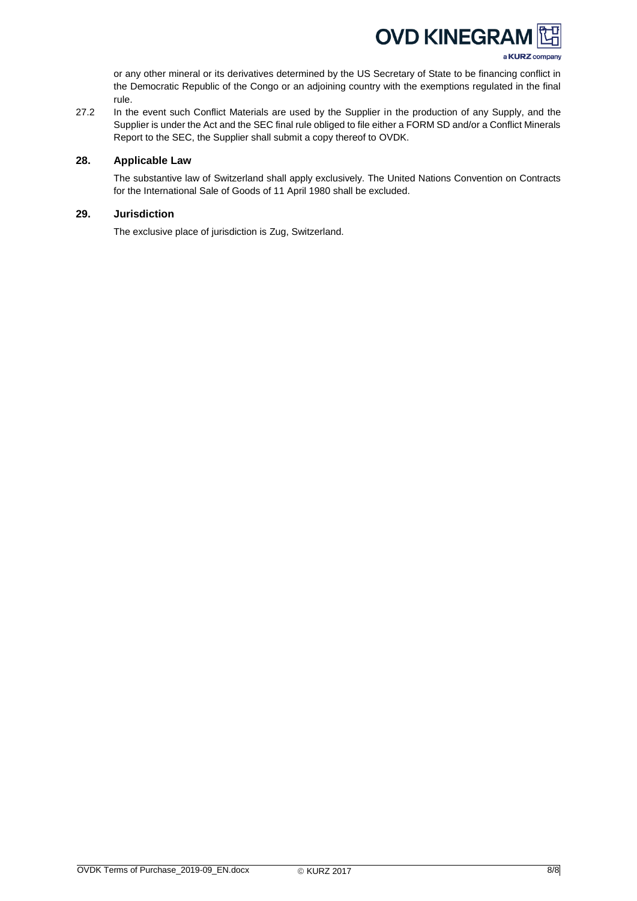or any other mineral or its derivatives determined by the US Secretary of State to be financing conflict in the Democratic Republic of the Congo or an adjoining country with the exemptions regulated in the final rule.

27.2 In the event such Conflict Materials are used by the Supplier in the production of any Supply, and the Supplier is under the Act and the SEC final rule obliged to file either a FORM SD and/or a Conflict Minerals Report to the SEC, the Supplier shall submit a copy thereof to OVDK.

## 28. Applicable Law

The substantive law of Switzerland shall apply exclusively. The United Nations Convention on Contracts for the International Sale of Goods of 11 April 1980 shall be excluded.

## 29. Jurisdiction

The exclusive place of jurisdiction is Zug, Switzerland.